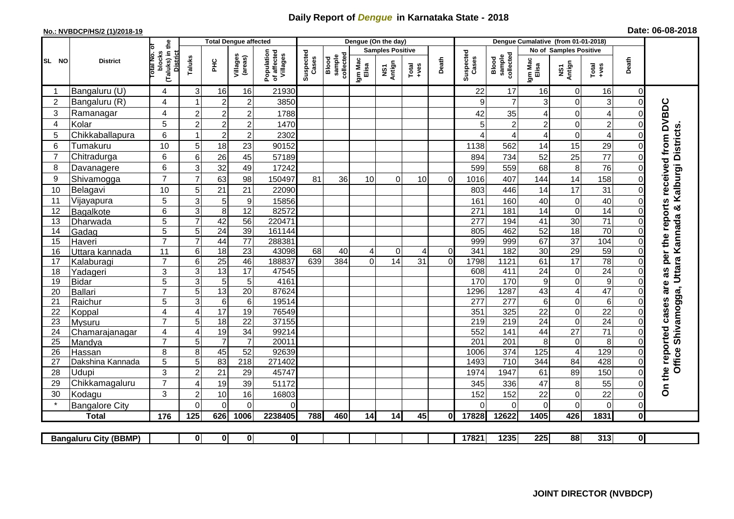# Daily Report of *Dengue* in Karnataka State - 2018

**No.: NVBDCP/HS/2 (1)/2018-19**

**Date: 06-08-2018**

| SL NO | District | Total No. of blocks (Taluks) in the District | Total Dengue affected | | | | Dengue (On the day) | | | | | | | Dengue Cumalative (from 01-01-2018) | | | | | | | |
|---|---|---|---|---|---|---|---|---|---|---|---|---|---|---|---|---|---|---|---|---|
| | | | Taluks | PHC | Villages (areas) | Population of affected Villages | Suspected Cases | Blood sample collected | Samples Positive | | | Death | Suspected Cases | Blood sample collected | No of Samples Positive | | | Death | |
| | | | | | | | | | Igm Mac Elisa | NS1 Antign | Total +ves | | | | Igm Mac Elisa | NS1 Antign | Total +ves | | |
| 1 | Bangaluru (U) | 4 | 3 | 16 | 16 | 21930 | | | | | | | 22 | 17 | 16 | 0 | 16 | 0 | On the reported cases are as per the reports received from DVBDC Office Shivamogga, Uttara Kannada & Kalburgi Districts. |
| 2 | Bangaluru (R) | 4 | 1 | 2 | 2 | 3850 | | | | | | | 9 | 7 | 3 | 0 | 3 | 0 | |
| 3 | Ramanagar | 4 | 2 | 2 | 2 | 1788 | | | | | | | 42 | 35 | 4 | 0 | 4 | 0 | |
| 4 | Kolar | 5 | 2 | 2 | 2 | 1470 | | | | | | | 5 | 2 | 2 | 0 | 2 | 0 | |
| 5 | Chikkaballapura | 6 | 1 | 2 | 2 | 2302 | | | | | | | 4 | 4 | 4 | 0 | 4 | 0 | |
| 6 | Tumakuru | 10 | 5 | 18 | 23 | 90152 | | | | | | | 1138 | 562 | 14 | 15 | 29 | 0 | |
| 7 | Chitradurga | 6 | 6 | 26 | 45 | 57189 | | | | | | | 894 | 734 | 52 | 25 | 77 | 0 | |
| 8 | Davanagere | 6 | 3 | 32 | 49 | 17242 | | | | | | | 599 | 559 | 68 | 8 | 76 | 0 | |
| 9 | Shivamogga | 7 | 7 | 63 | 98 | 150497 | 81 | 36 | 10 | 0 | 10 | 0 | 1016 | 407 | 144 | 14 | 158 | 0 | |
| 10 | Belagavi | 10 | 5 | 21 | 21 | 22090 | | | | | | | 803 | 446 | 14 | 17 | 31 | 0 | |
| 11 | Vijayapura | 5 | 3 | 5 | 9 | 15856 | | | | | | | 161 | 160 | 40 | 0 | 40 | 0 | |
| 12 | Bagalkote | 6 | 3 | 8 | 12 | 82572 | | | | | | | 271 | 181 | 14 | 0 | 14 | 0 | |
| 13 | Dharwada | 5 | 7 | 42 | 56 | 220471 | | | | | | | 277 | 194 | 41 | 30 | 71 | 0 | |
| 14 | Gadag | 5 | 5 | 24 | 39 | 161144 | | | | | | | 805 | 462 | 52 | 18 | 70 | 0 | |
| 15 | Haveri | 7 | 7 | 44 | 77 | 288381 | | | | | | | 999 | 999 | 67 | 37 | 104 | 0 | |
| 16 | Uttara kannada | 11 | 6 | 18 | 23 | 43098 | 68 | 40 | 4 | 0 | 4 | 0 | 341 | 182 | 30 | 29 | 59 | 0 | |
| 17 | Kalaburagi | 7 | 6 | 25 | 46 | 188837 | 639 | 384 | 0 | 14 | 31 | 0 | 1798 | 1121 | 61 | 17 | 78 | 0 | |
| 18 | Yadageri | 3 | 3 | 13 | 17 | 47545 | | | | | | | 608 | 411 | 24 | 0 | 24 | 0 | |
| 19 | Bidar | 5 | 3 | 5 | 5 | 4161 | | | | | | | 170 | 170 | 9 | 0 | 9 | 0 | |
| 20 | Ballari | 7 | 5 | 13 | 20 | 87624 | | | | | | | 1296 | 1287 | 43 | 4 | 47 | 0 | |
| 21 | Raichur | 5 | 3 | 6 | 6 | 19514 | | | | | | | 277 | 277 | 6 | 0 | 6 | 0 | |
| 22 | Koppal | 4 | 4 | 17 | 19 | 76549 | | | | | | | 351 | 325 | 22 | 0 | 22 | 0 | |
| 23 | Mysuru | 7 | 5 | 18 | 22 | 37155 | | | | | | | 219 | 219 | 24 | 0 | 24 | 0 | |
| 24 | Chamarajanagar | 4 | 4 | 19 | 34 | 99214 | | | | | | | 552 | 141 | 44 | 27 | 71 | 0 | |
| 25 | Mandya | 7 | 5 | 7 | 7 | 20011 | | | | | | | 201 | 201 | 8 | 0 | 8 | 0 | |
| 26 | Hassan | 8 | 8 | 45 | 52 | 92639 | | | | | | | 1006 | 374 | 125 | 4 | 129 | 0 | |
| 27 | Dakshina Kannada | 5 | 5 | 83 | 218 | 271402 | | | | | | | 1493 | 710 | 344 | 84 | 428 | 0 | |
| 28 | Udupi | 3 | 2 | 21 | 29 | 45747 | | | | | | | 1974 | 1947 | 61 | 89 | 150 | 0 | |
| 29 | Chikkamagaluru | 7 | 4 | 19 | 39 | 51172 | | | | | | | 345 | 336 | 47 | 8 | 55 | 0 | |
| 30 | Kodagu | 3 | 2 | 10 | 16 | 16803 | | | | | | | 152 | 152 | 22 | 0 | 22 | 0 | |
| * | Bangalore City | | 0 | 0 | 0 | 0 | | | | | | | 0 | 0 | 0 | 0 | 0 | 0 | |
| | **Total** | **176** | **125** | **626** | **1006** | **2238405** | **788** | **460** | **14** | **14** | **45** | **0** | **17828** | **12622** | **1405** | **426** | **1831** | **0** | |

| Bangaluru City (BBMP) | | 0 | 0 | 0 | 0 | | | | | | | 17821 | 1235 | 225 | 88 | 313 | 0 |
|---|---|---|---|---|---|---|---|---|---|---|---|---|---|---|---|---|---|

**JOINT DIRECTOR (NVBDCP)**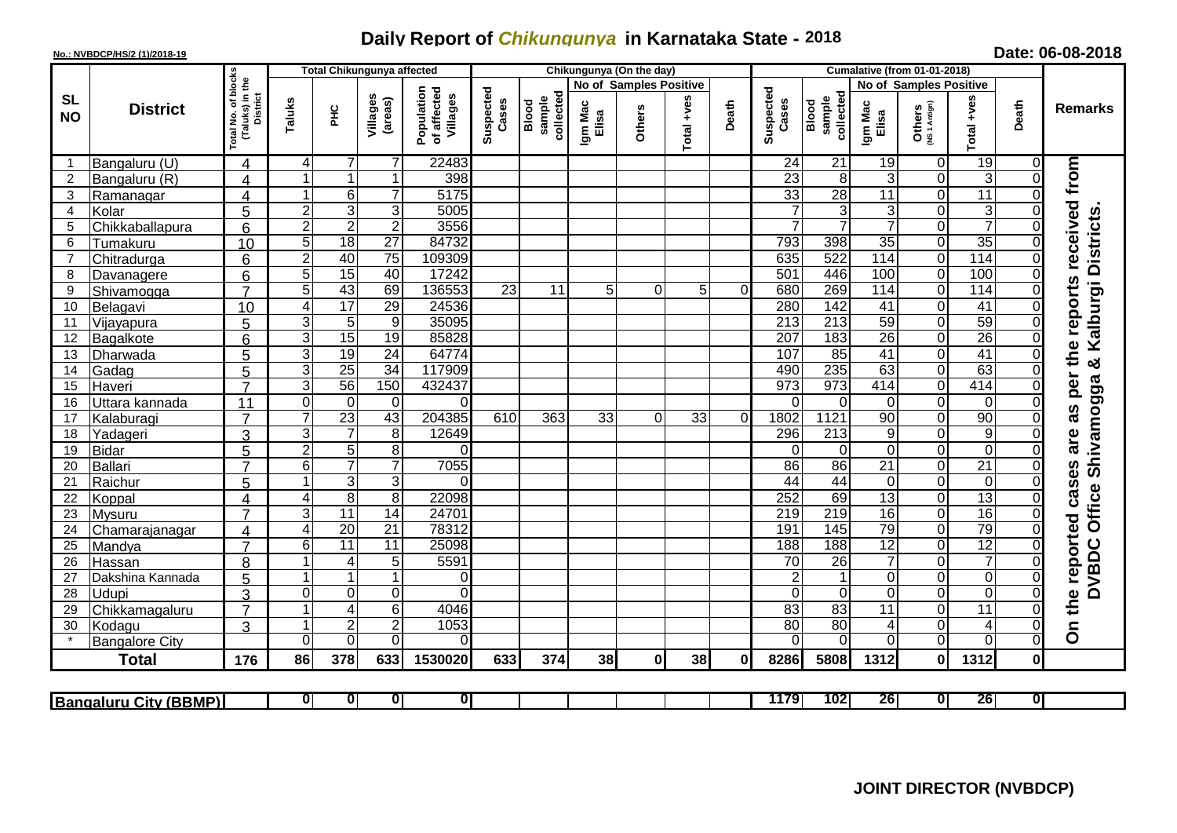# Daily Report of *Chikungunya* in Karnataka State - 2018

**No.: NVBDCP/HS/2 (1)/2018-19**

**Date: 06-08-2018**

| SL NO | District | Total No. of blocks (Taluks) in the District | Total Chikungunya affected | | | | Chikungunya (On the day) | | | | | | | Cumalative (from 01-01-2018) | | | | | | | Remarks |
|---|---|---|---|---|---|---|---|---|---|---|---|---|---|---|---|---|---|---|---|---|---|
| | | | | | | | | | No of Samples Positive | | | | | | | No of Samples Positive | | | | | |
| | | | Taluks | PHC | Villages (areas) | Population of affected Villages | Suspected Cases | Blood sample collected | Igm Mac Elisa | Others | Total +ves | Death | Suspected Cases | Blood sample collected | Igm Mac Elisa | Others (NS 1 Antign) | Total +ves | Death | |
| 1 | Bangaluru (U) | 4 | 4 | 7 | 7 | 22483 | | | | | | | 24 | 21 | 19 | 0 | 19 | 0 | On the reported cases are as per the reports received from DVBDC Office Shivamogga & Kalburgi Districts. |
| 2 | Bangaluru (R) | 4 | 1 | 1 | 1 | 398 | | | | | | | 23 | 8 | 3 | 0 | 3 | 0 | |
| 3 | Ramanagar | 4 | 1 | 6 | 7 | 5175 | | | | | | | 33 | 28 | 11 | 0 | 11 | 0 | |
| 4 | Kolar | 5 | 2 | 3 | 3 | 5005 | | | | | | | 7 | 3 | 3 | 0 | 3 | 0 | |
| 5 | Chikkaballapura | 6 | 2 | 2 | 2 | 3556 | | | | | | | 7 | 7 | 7 | 0 | 7 | 0 | |
| 6 | Tumakuru | 10 | 5 | 18 | 27 | 84732 | | | | | | | 793 | 398 | 35 | 0 | 35 | 0 | |
| 7 | Chitradurga | 6 | 2 | 40 | 75 | 109309 | | | | | | | 635 | 522 | 114 | 0 | 114 | 0 | |
| 8 | Davanagere | 6 | 5 | 15 | 40 | 17242 | | | | | | | 501 | 446 | 100 | 0 | 100 | 0 | |
| 9 | Shivamogga | 7 | 5 | 43 | 69 | 136553 | 23 | 11 | 5 | 0 | 5 | 0 | 680 | 269 | 114 | 0 | 114 | 0 | |
| 10 | Belagavi | 10 | 4 | 17 | 29 | 24536 | | | | | | | 280 | 142 | 41 | 0 | 41 | 0 | |
| 11 | Vijayapura | 5 | 3 | 5 | 9 | 35095 | | | | | | | 213 | 213 | 59 | 0 | 59 | 0 | |
| 12 | Bagalkote | 6 | 3 | 15 | 19 | 85828 | | | | | | | 207 | 183 | 26 | 0 | 26 | 0 | |
| 13 | Dharwada | 5 | 3 | 19 | 24 | 64774 | | | | | | | 107 | 85 | 41 | 0 | 41 | 0 | |
| 14 | Gadag | 5 | 3 | 25 | 34 | 117909 | | | | | | | 490 | 235 | 63 | 0 | 63 | 0 | |
| 15 | Haveri | 7 | 3 | 56 | 150 | 432437 | | | | | | | 973 | 973 | 414 | 0 | 414 | 0 | |
| 16 | Uttara kannada | 11 | 0 | 0 | 0 | 0 | | | | | | | 0 | 0 | 0 | 0 | 0 | 0 | |
| 17 | Kalaburagi | 7 | 7 | 23 | 43 | 204385 | 610 | 363 | 33 | 0 | 33 | 0 | 1802 | 1121 | 90 | 0 | 90 | 0 | |
| 18 | Yadageri | 3 | 3 | 7 | 8 | 12649 | | | | | | | 296 | 213 | 9 | 0 | 9 | 0 | |
| 19 | Bidar | 5 | 2 | 5 | 8 | 0 | | | | | | | 0 | 0 | 0 | 0 | 0 | 0 | |
| 20 | Ballari | 7 | 6 | 7 | 7 | 7055 | | | | | | | 86 | 86 | 21 | 0 | 21 | 0 | |
| 21 | Raichur | 5 | 1 | 3 | 3 | 0 | | | | | | | 44 | 44 | 0 | 0 | 0 | 0 | |
| 22 | Koppal | 4 | 4 | 8 | 8 | 22098 | | | | | | | 252 | 69 | 13 | 0 | 13 | 0 | |
| 23 | Mysuru | 7 | 3 | 11 | 14 | 24701 | | | | | | | 219 | 219 | 16 | 0 | 16 | 0 | |
| 24 | Chamarajanagar | 4 | 4 | 20 | 21 | 78312 | | | | | | | 191 | 145 | 79 | 0 | 79 | 0 | |
| 25 | Mandya | 7 | 6 | 11 | 11 | 25098 | | | | | | | 188 | 188 | 12 | 0 | 12 | 0 | |
| 26 | Hassan | 8 | 1 | 4 | 5 | 5591 | | | | | | | 70 | 26 | 7 | 0 | 7 | 0 | |
| 27 | Dakshina Kannada | 5 | 1 | 1 | 1 | 0 | | | | | | | 2 | 1 | 0 | 0 | 0 | 0 | |
| 28 | Udupi | 3 | 0 | 0 | 0 | 0 | | | | | | | 0 | 0 | 0 | 0 | 0 | 0 | |
| 29 | Chikkamagaluru | 7 | 1 | 4 | 6 | 4046 | | | | | | | 83 | 83 | 11 | 0 | 11 | 0 | |
| 30 | Kodagu | 3 | 1 | 2 | 2 | 1053 | | | | | | | 80 | 80 | 4 | 0 | 4 | 0 | |
| * | Bangalore City | | 0 | 0 | 0 | 0 | | | | | | | 0 | 0 | 0 | 0 | 0 | 0 | |
| **Total** | | **176** | **86** | **378** | **633** | **1530020** | **633** | **374** | **38** | **0** | **38** | **0** | **8286** | **5808** | **1312** | **0** | **1312** | **0** | |

| Bangaluru City (BBMP) | | 0 | 0 | 0 | 0 | | | | | | | 1179 | 102 | 26 | 0 | 26 | 0 | |
|---|---|---|---|---|---|---|---|---|---|---|---|---|---|---|---|---|---|---|

**JOINT DIRECTOR (NVBDCP)**